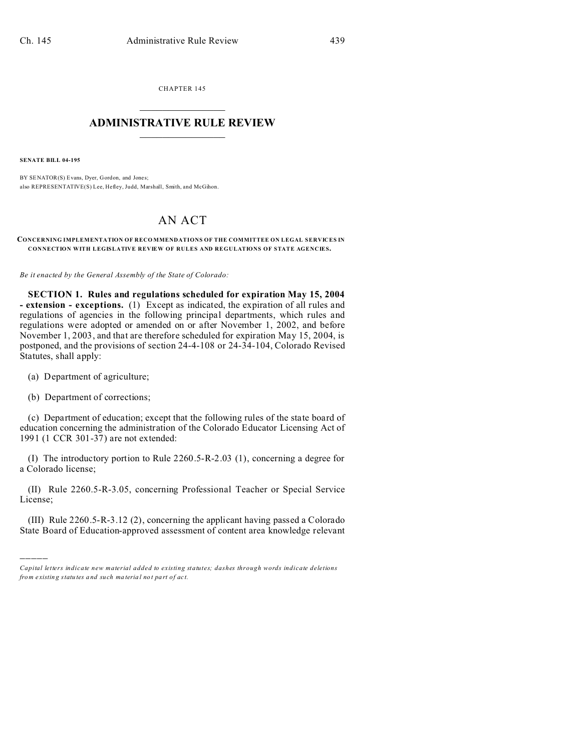CHAPTER 145

# ADMINISTRATIVE RULE REVIEW

**SENATE BILL 04-195**

BY SENATOR(S) Evans, Dyer, Gordon, and Jones;
also REPRESENTATIVE(S) Lee, Hefley, Judd, Marshall, Smith, and McGihon.

## AN ACT

**CONCERNING IMPLEMENTATION OF RECOMMENDATIONS OF THE COMMITTEE ON LEGAL SERVICES IN CONNECTION WITH LEGISLATIVE REVIEW OF RULES AND REGULATIONS OF STATE AGENCIES.**

*Be it enacted by the General Assembly of the State of Colorado:*

**SECTION 1. Rules and regulations scheduled for expiration May 15, 2004 - extension - exceptions.** (1) Except as indicated, the expiration of all rules and regulations of agencies in the following principal departments, which rules and regulations were adopted or amended on or after November 1, 2002, and before November 1, 2003, and that are therefore scheduled for expiration May 15, 2004, is postponed, and the provisions of section 24-4-108 or 24-34-104, Colorado Revised Statutes, shall apply:

(a) Department of agriculture;

(b) Department of corrections;

(c) Department of education; except that the following rules of the state board of education concerning the administration of the Colorado Educator Licensing Act of 1991 (1 CCR 301-37) are not extended:

(I) The introductory portion to Rule 2260.5-R-2.03 (1), concerning a degree for a Colorado license;

(II) Rule 2260.5-R-3.05, concerning Professional Teacher or Special Service License;

(III) Rule 2260.5-R-3.12 (2), concerning the applicant having passed a Colorado State Board of Education-approved assessment of content area knowledge relevant

---

*Capital letters indicate new material added to existing statutes; dashes through words indicate deletions from existing statutes and such material not part of act.*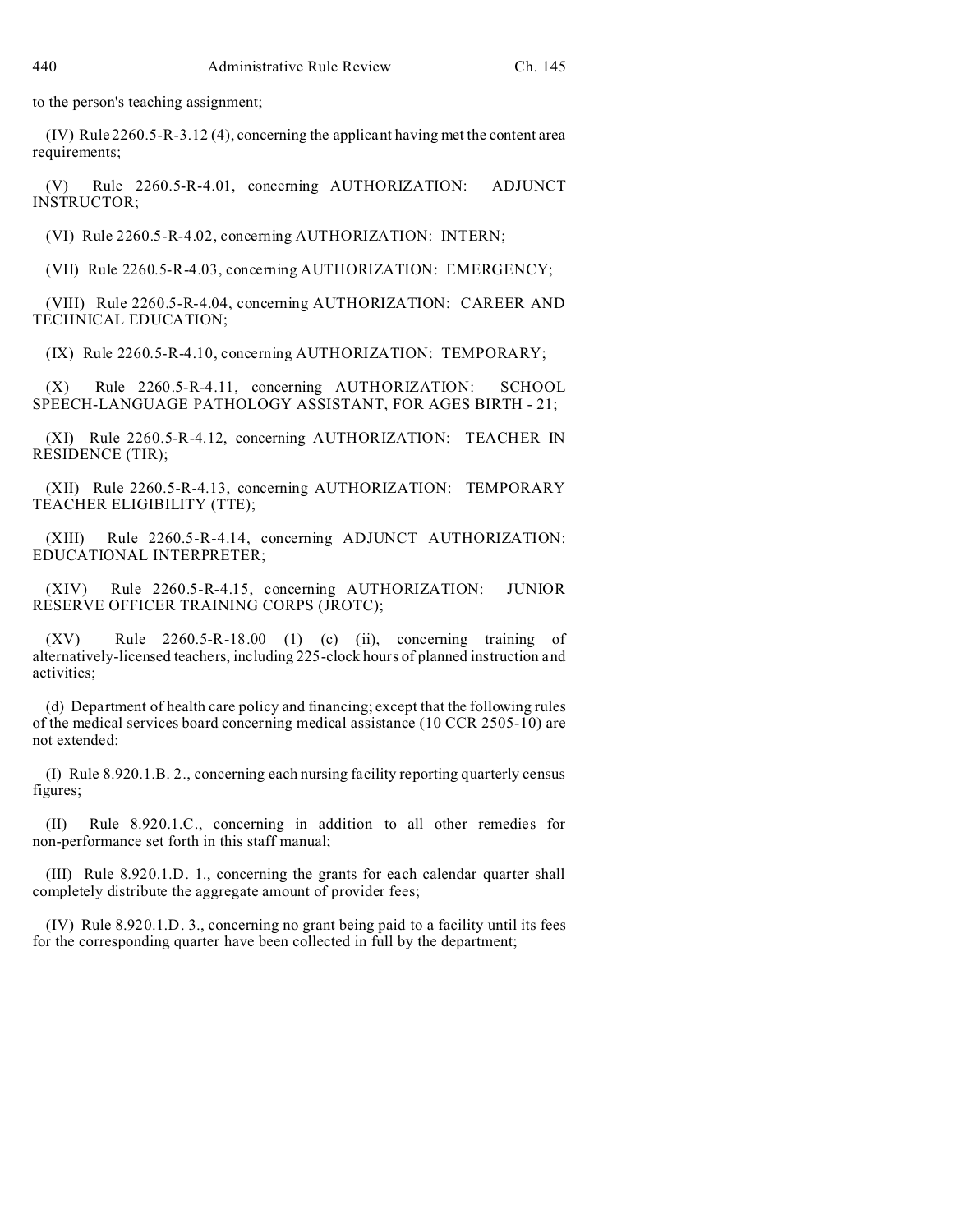to the person's teaching assignment;

(IV) Rule 2260.5-R-3.12 (4), concerning the applicant having met the content area requirements;

(V) Rule 2260.5-R-4.01, concerning AUTHORIZATION: ADJUNCT INSTRUCTOR;

(VI) Rule 2260.5-R-4.02, concerning AUTHORIZATION: INTERN;

(VII) Rule 2260.5-R-4.03, concerning AUTHORIZATION: EMERGENCY;

(VIII) Rule 2260.5-R-4.04, concerning AUTHORIZATION: CAREER AND TECHNICAL EDUCATION;

(IX) Rule 2260.5-R-4.10, concerning AUTHORIZATION: TEMPORARY;

(X) Rule 2260.5-R-4.11, concerning AUTHORIZATION: SCHOOL SPEECH-LANGUAGE PATHOLOGY ASSISTANT, FOR AGES BIRTH - 21;

(XI) Rule 2260.5-R-4.12, concerning AUTHORIZATION: TEACHER IN RESIDENCE (TIR);

(XII) Rule 2260.5-R-4.13, concerning AUTHORIZATION: TEMPORARY TEACHER ELIGIBILITY (TTE);

(XIII) Rule 2260.5-R-4.14, concerning ADJUNCT AUTHORIZATION: EDUCATIONAL INTERPRETER;

(XIV) Rule 2260.5-R-4.15, concerning AUTHORIZATION: JUNIOR RESERVE OFFICER TRAINING CORPS (JROTC);

(XV) Rule 2260.5-R-18.00 (1) (c) (ii), concerning training of alternatively-licensed teachers, including 225-clock hours of planned instruction and activities;

(d) Department of health care policy and financing; except that the following rules of the medical services board concerning medical assistance (10 CCR 2505-10) are not extended:

(I) Rule 8.920.1.B. 2., concerning each nursing facility reporting quarterly census figures;

(II) Rule 8.920.1.C., concerning in addition to all other remedies for non-performance set forth in this staff manual;

(III) Rule 8.920.1.D. 1., concerning the grants for each calendar quarter shall completely distribute the aggregate amount of provider fees;

(IV) Rule 8.920.1.D. 3., concerning no grant being paid to a facility until its fees for the corresponding quarter have been collected in full by the department;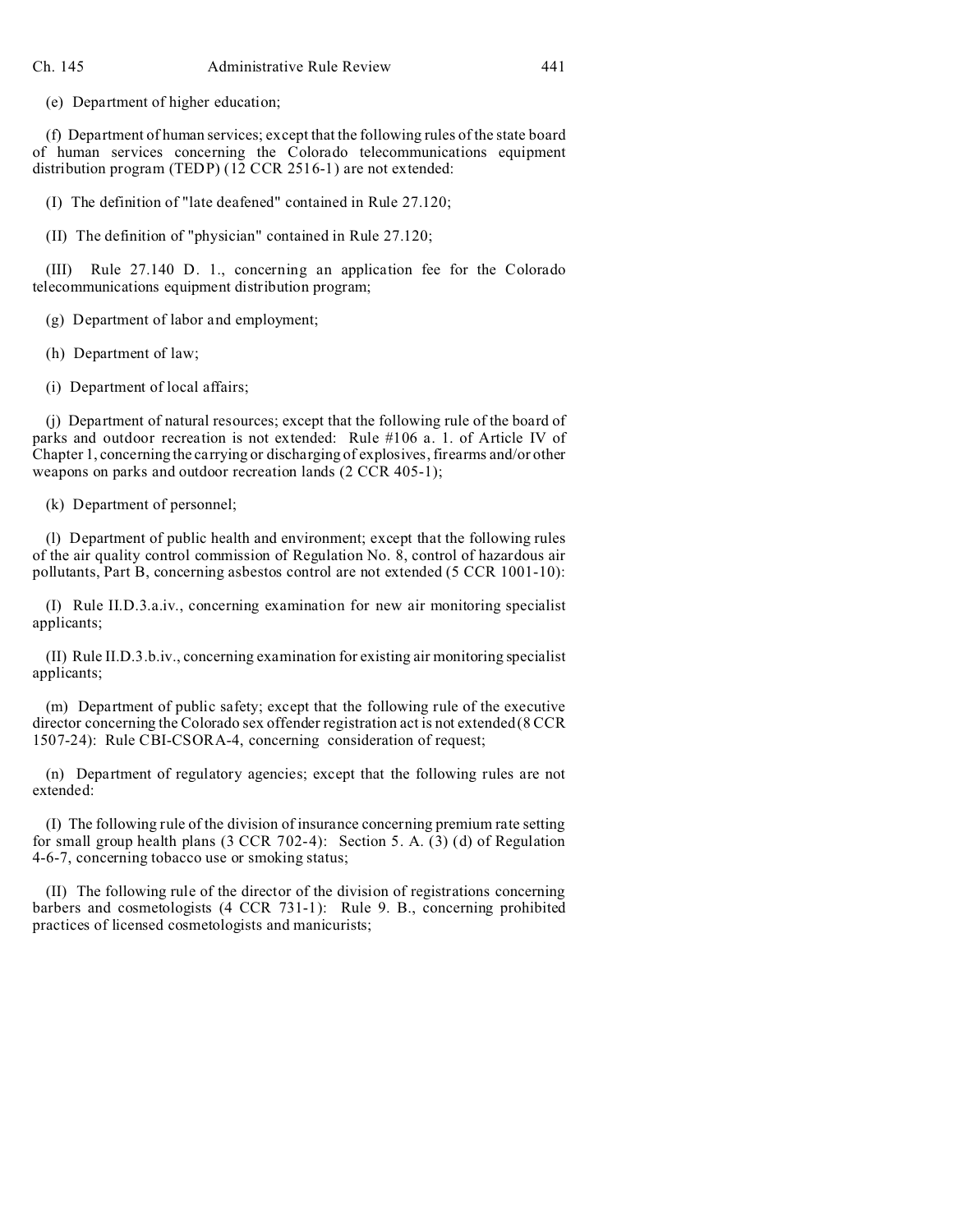(e) Department of higher education;

(f) Department of human services; except that the following rules of the state board of human services concerning the Colorado telecommunications equipment distribution program (TEDP) (12 CCR 2516-1) are not extended:

(I) The definition of "late deafened" contained in Rule 27.120;

(II) The definition of "physician" contained in Rule 27.120;

(III) Rule 27.140 D. 1., concerning an application fee for the Colorado telecommunications equipment distribution program;

(g) Department of labor and employment;

(h) Department of law;

(i) Department of local affairs;

(j) Department of natural resources; except that the following rule of the board of parks and outdoor recreation is not extended: Rule #106 a. 1. of Article IV of Chapter 1, concerning the carrying or discharging of explosives, firearms and/or other weapons on parks and outdoor recreation lands (2 CCR 405-1);

(k) Department of personnel;

(l) Department of public health and environment; except that the following rules of the air quality control commission of Regulation No. 8, control of hazardous air pollutants, Part B, concerning asbestos control are not extended (5 CCR 1001-10):

(I) Rule II.D.3.a.iv., concerning examination for new air monitoring specialist applicants;

(II) Rule II.D.3.b.iv., concerning examination for existing air monitoring specialist applicants;

(m) Department of public safety; except that the following rule of the executive director concerning the Colorado sex offender registration act is not extended (8 CCR 1507-24): Rule CBI-CSORA-4, concerning consideration of request;

(n) Department of regulatory agencies; except that the following rules are not extended:

(I) The following rule of the division of insurance concerning premium rate setting for small group health plans (3 CCR 702-4): Section 5. A. (3) (d) of Regulation 4-6-7, concerning tobacco use or smoking status;

(II) The following rule of the director of the division of registrations concerning barbers and cosmetologists (4 CCR 731-1): Rule 9. B., concerning prohibited practices of licensed cosmetologists and manicurists;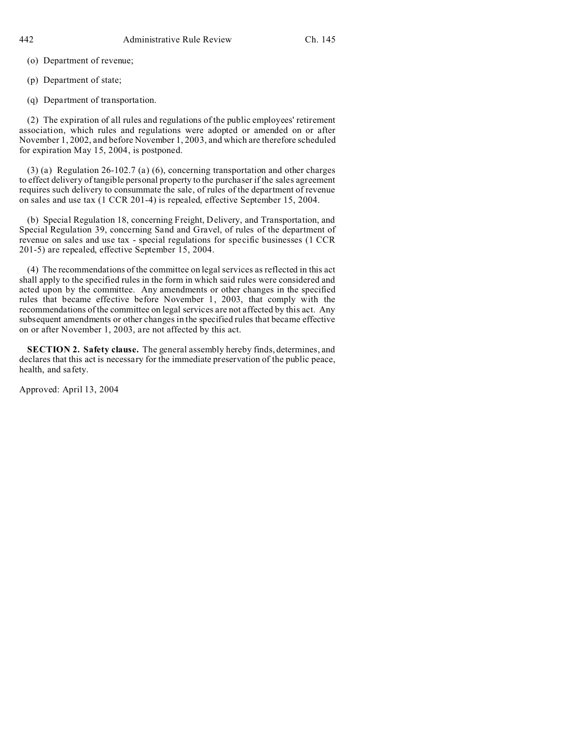(o) Department of revenue;

(p) Department of state;

(q) Department of transportation.

(2) The expiration of all rules and regulations of the public employees' retirement association, which rules and regulations were adopted or amended on or after November 1, 2002, and before November 1, 2003, and which are therefore scheduled for expiration May 15, 2004, is postponed.

(3) (a) Regulation 26-102.7 (a) (6), concerning transportation and other charges to effect delivery of tangible personal property to the purchaser if the sales agreement requires such delivery to consummate the sale, of rules of the department of revenue on sales and use tax (1 CCR 201-4) is repealed, effective September 15, 2004.

(b) Special Regulation 18, concerning Freight, Delivery, and Transportation, and Special Regulation 39, concerning Sand and Gravel, of rules of the department of revenue on sales and use tax - special regulations for specific businesses (1 CCR 201-5) are repealed, effective September 15, 2004.

(4) The recommendations of the committee on legal services as reflected in this act shall apply to the specified rules in the form in which said rules were considered and acted upon by the committee. Any amendments or other changes in the specified rules that became effective before November 1, 2003, that comply with the recommendations of the committee on legal services are not affected by this act. Any subsequent amendments or other changes in the specified rules that became effective on or after November 1, 2003, are not affected by this act.

**SECTION 2. Safety clause.** The general assembly hereby finds, determines, and declares that this act is necessary for the immediate preservation of the public peace, health, and safety.

Approved: April 13, 2004